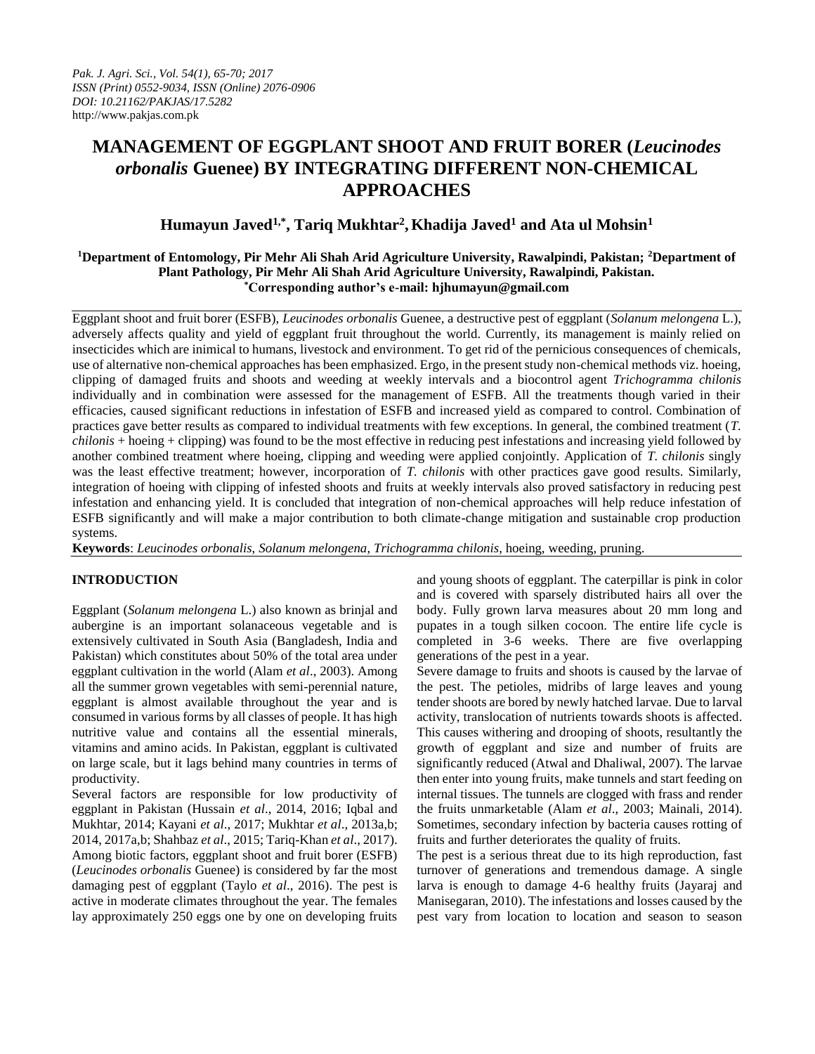# MANAGEMENT OF EGGPLANT SHOOT AND FRUIT BORER (*Leucinodes orbonalis* Guenee) BY INTEGRATING DIFFERENT NON-CHEMICAL APPROACHES

**Humayun Javed[1,*], Tariq Mukhtar[2], Khadija Javed[1] and Ata ul Mohsin[1]**

**[1]Department of Entomology, Pir Mehr Ali Shah Arid Agriculture University, Rawalpindi, Pakistan; [2]Department of Plant Pathology, Pir Mehr Ali Shah Arid Agriculture University, Rawalpindi, Pakistan.**
**[*]Corresponding author's e-mail: hjhumayun@gmail.com**

Eggplant shoot and fruit borer (ESFB), *Leucinodes orbonalis* Guenee, a destructive pest of eggplant (*Solanum melongena* L.), adversely affects quality and yield of eggplant fruit throughout the world. Currently, its management is mainly relied on insecticides which are inimical to humans, livestock and environment. To get rid of the pernicious consequences of chemicals, use of alternative non-chemical approaches has been emphasized. Ergo, in the present study non-chemical methods viz. hoeing, clipping of damaged fruits and shoots and weeding at weekly intervals and a biocontrol agent *Trichogramma chilonis* individually and in combination were assessed for the management of ESFB. All the treatments though varied in their efficacies, caused significant reductions in infestation of ESFB and increased yield as compared to control. Combination of practices gave better results as compared to individual treatments with few exceptions. In general, the combined treatment (*T. chilonis* + hoeing + clipping) was found to be the most effective in reducing pest infestations and increasing yield followed by another combined treatment where hoeing, clipping and weeding were applied conjointly. Application of *T. chilonis* singly was the least effective treatment; however, incorporation of *T. chilonis* with other practices gave good results. Similarly, integration of hoeing with clipping of infested shoots and fruits at weekly intervals also proved satisfactory in reducing pest infestation and enhancing yield. It is concluded that integration of non-chemical approaches will help reduce infestation of ESFB significantly and will make a major contribution to both climate-change mitigation and sustainable crop production systems.

**Keywords**: *Leucinodes orbonalis*, *Solanum melongena*, *Trichogramma chilonis*, hoeing, weeding, pruning.

## INTRODUCTION

Eggplant (*Solanum melongena* L.) also known as brinjal and aubergine is an important solanaceous vegetable and is extensively cultivated in South Asia (Bangladesh, India and Pakistan) which constitutes about 50% of the total area under eggplant cultivation in the world (Alam *et al*., 2003). Among all the summer grown vegetables with semi-perennial nature, eggplant is almost available throughout the year and is consumed in various forms by all classes of people. It has high nutritive value and contains all the essential minerals, vitamins and amino acids. In Pakistan, eggplant is cultivated on large scale, but it lags behind many countries in terms of productivity.

Several factors are responsible for low productivity of eggplant in Pakistan (Hussain *et al*., 2014, 2016; Iqbal and Mukhtar, 2014; Kayani *et al*., 2017; Mukhtar *et al*., 2013a,b; 2014, 2017a,b; Shahbaz *et al*., 2015; Tariq-Khan *et al*., 2017). Among biotic factors, eggplant shoot and fruit borer (ESFB) (*Leucinodes orbonalis* Guenee) is considered by far the most damaging pest of eggplant (Taylo *et al*., 2016). The pest is active in moderate climates throughout the year. The females lay approximately 250 eggs one by one on developing fruits and young shoots of eggplant. The caterpillar is pink in color and is covered with sparsely distributed hairs all over the body. Fully grown larva measures about 20 mm long and pupates in a tough silken cocoon. The entire life cycle is completed in 3-6 weeks. There are five overlapping generations of the pest in a year.

Severe damage to fruits and shoots is caused by the larvae of the pest. The petioles, midribs of large leaves and young tender shoots are bored by newly hatched larvae. Due to larval activity, translocation of nutrients towards shoots is affected. This causes withering and drooping of shoots, resultantly the growth of eggplant and size and number of fruits are significantly reduced (Atwal and Dhaliwal, 2007). The larvae then enter into young fruits, make tunnels and start feeding on internal tissues. The tunnels are clogged with frass and render the fruits unmarketable (Alam *et al*., 2003; Mainali, 2014). Sometimes, secondary infection by bacteria causes rotting of fruits and further deteriorates the quality of fruits.

The pest is a serious threat due to its high reproduction, fast turnover of generations and tremendous damage. A single larva is enough to damage 4-6 healthy fruits (Jayaraj and Manisegaran, 2010). The infestations and losses caused by the pest vary from location to location and season to season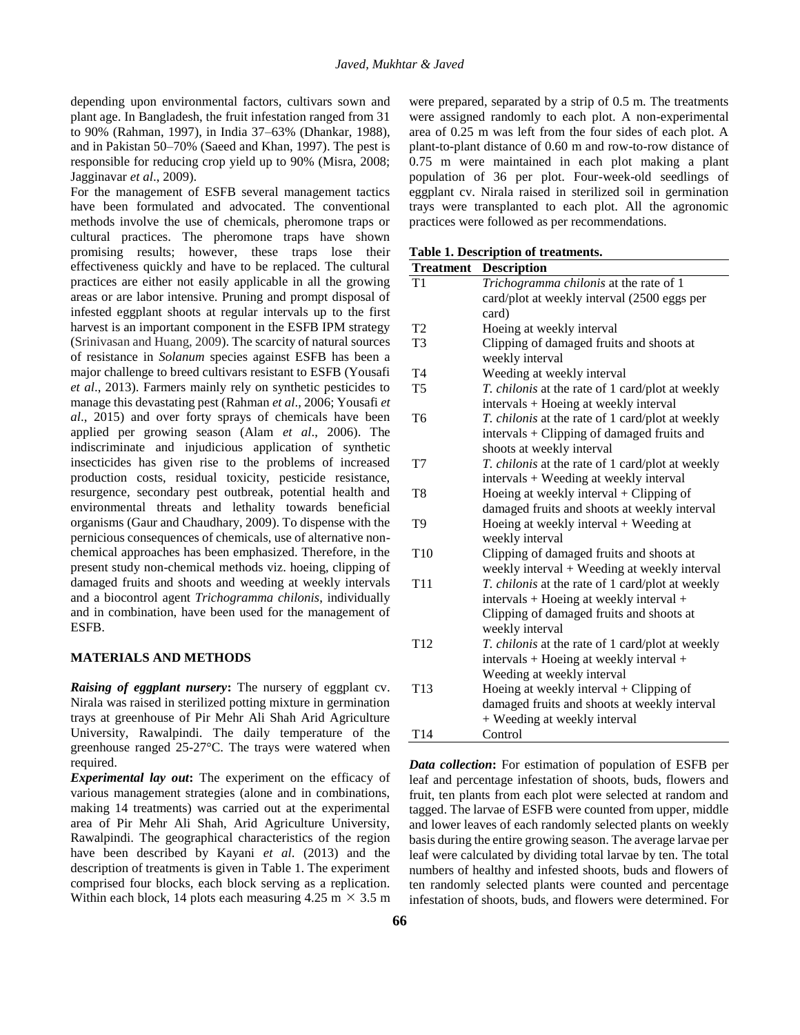depending upon environmental factors, cultivars sown and plant age. In Bangladesh, the fruit infestation ranged from 31 to 90% (Rahman, 1997), in India 37–63% (Dhankar, 1988), and in Pakistan 50–70% (Saeed and Khan, 1997). The pest is responsible for reducing crop yield up to 90% (Misra, 2008; Jagginavar *et al*., 2009).

For the management of ESFB several management tactics have been formulated and advocated. The conventional methods involve the use of chemicals, pheromone traps or cultural practices. The pheromone traps have shown promising results; however, these traps lose their effectiveness quickly and have to be replaced. The cultural practices are either not easily applicable in all the growing areas or are labor intensive. Pruning and prompt disposal of infested eggplant shoots at regular intervals up to the first harvest is an important component in the ESFB IPM strategy (Srinivasan and Huang, 2009). The scarcity of natural sources of resistance in *Solanum* species against ESFB has been a major challenge to breed cultivars resistant to ESFB (Yousafi *et al*., 2013). Farmers mainly rely on synthetic pesticides to manage this devastating pest (Rahman *et al*., 2006; Yousafi *et al*., 2015) and over forty sprays of chemicals have been applied per growing season (Alam *et al*., 2006). The indiscriminate and injudicious application of synthetic insecticides has given rise to the problems of increased production costs, residual toxicity, pesticide resistance, resurgence, secondary pest outbreak, potential health and environmental threats and lethality towards beneficial organisms (Gaur and Chaudhary, 2009). To dispense with the pernicious consequences of chemicals, use of alternative non-chemical approaches has been emphasized. Therefore, in the present study non-chemical methods viz. hoeing, clipping of damaged fruits and shoots and weeding at weekly intervals and a biocontrol agent *Trichogramma chilonis*, individually and in combination, have been used for the management of ESFB.

## MATERIALS AND METHODS

***Raising of eggplant nursery*:** The nursery of eggplant cv. Nirala was raised in sterilized potting mixture in germination trays at greenhouse of Pir Mehr Ali Shah Arid Agriculture University, Rawalpindi. The daily temperature of the greenhouse ranged 25-27°C. The trays were watered when required.

***Experimental lay out*:** The experiment on the efficacy of various management strategies (alone and in combinations, making 14 treatments) was carried out at the experimental area of Pir Mehr Ali Shah, Arid Agriculture University, Rawalpindi. The geographical characteristics of the region have been described by Kayani *et al*. (2013) and the description of treatments is given in Table 1. The experiment comprised four blocks, each block serving as a replication. Within each block, 14 plots each measuring 4.25 m × 3.5 m were prepared, separated by a strip of 0.5 m. The treatments were assigned randomly to each plot. A non-experimental area of 0.25 m was left from the four sides of each plot. A plant-to-plant distance of 0.60 m and row-to-row distance of 0.75 m were maintained in each plot making a plant population of 36 per plot. Four-week-old seedlings of eggplant cv. Nirala raised in sterilized soil in germination trays were transplanted to each plot. All the agronomic practices were followed as per recommendations.

**Table 1. Description of treatments.**

| Treatment | Description |
|---|---|
| T1 | *Trichogramma chilonis* at the rate of 1 card/plot at weekly interval (2500 eggs per card) |
| T2 | Hoeing at weekly interval |
| T3 | Clipping of damaged fruits and shoots at weekly interval |
| T4 | Weeding at weekly interval |
| T5 | *T. chilonis* at the rate of 1 card/plot at weekly intervals + Hoeing at weekly interval |
| T6 | *T. chilonis* at the rate of 1 card/plot at weekly intervals + Clipping of damaged fruits and shoots at weekly interval |
| T7 | *T. chilonis* at the rate of 1 card/plot at weekly intervals + Weeding at weekly interval |
| T8 | Hoeing at weekly interval + Clipping of damaged fruits and shoots at weekly interval |
| T9 | Hoeing at weekly interval + Weeding at weekly interval |
| T10 | Clipping of damaged fruits and shoots at weekly interval + Weeding at weekly interval |
| T11 | *T. chilonis* at the rate of 1 card/plot at weekly intervals + Hoeing at weekly interval + Clipping of damaged fruits and shoots at weekly interval |
| T12 | *T. chilonis* at the rate of 1 card/plot at weekly intervals + Hoeing at weekly interval + Weeding at weekly interval |
| T13 | Hoeing at weekly interval + Clipping of damaged fruits and shoots at weekly interval + Weeding at weekly interval |
| T14 | Control |

***Data collection*:** For estimation of population of ESFB per leaf and percentage infestation of shoots, buds, flowers and fruit, ten plants from each plot were selected at random and tagged. The larvae of ESFB were counted from upper, middle and lower leaves of each randomly selected plants on weekly basis during the entire growing season. The average larvae per leaf were calculated by dividing total larvae by ten. The total numbers of healthy and infested shoots, buds and flowers of ten randomly selected plants were counted and percentage infestation of shoots, buds, and flowers were determined. For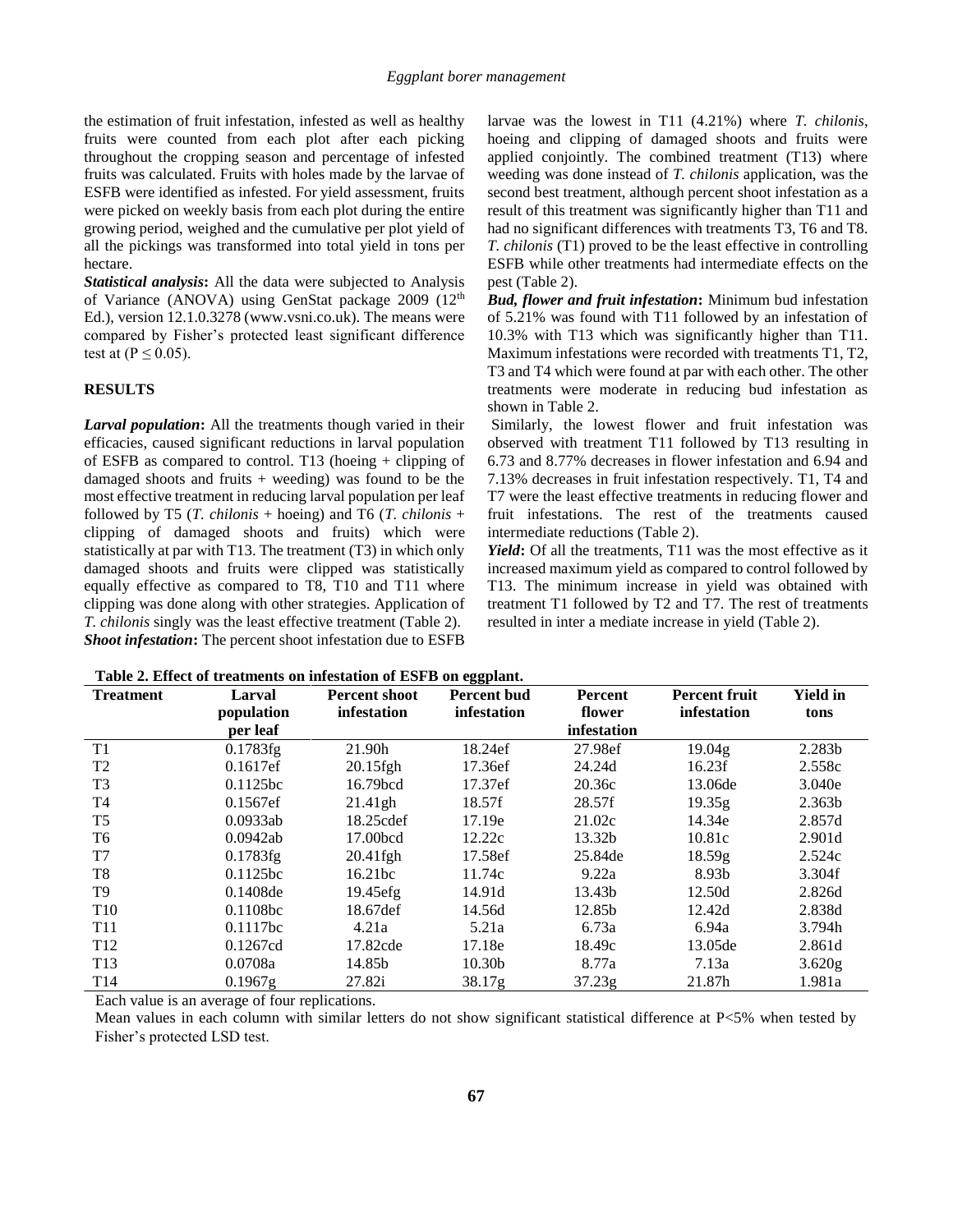the estimation of fruit infestation, infested as well as healthy fruits were counted from each plot after each picking throughout the cropping season and percentage of infested fruits was calculated. Fruits with holes made by the larvae of ESFB were identified as infested. For yield assessment, fruits were picked on weekly basis from each plot during the entire growing period, weighed and the cumulative per plot yield of all the pickings was transformed into total yield in tons per hectare.

***Statistical analysis*:** All the data were subjected to Analysis of Variance (ANOVA) using GenStat package 2009 (12th Ed.), version 12.1.0.3278 (www.vsni.co.uk). The means were compared by Fisher's protected least significant difference test at ($P \leq 0.05$).

## RESULTS

***Larval population*:** All the treatments though varied in their efficacies, caused significant reductions in larval population of ESFB as compared to control. T13 (hoeing + clipping of damaged shoots and fruits + weeding) was found to be the most effective treatment in reducing larval population per leaf followed by T5 (*T. chilonis* + hoeing) and T6 (*T. chilonis* + clipping of damaged shoots and fruits) which were statistically at par with T13. The treatment (T3) in which only damaged shoots and fruits were clipped was statistically equally effective as compared to T8, T10 and T11 where clipping was done along with other strategies. Application of *T. chilonis* singly was the least effective treatment (Table 2).

***Shoot infestation*:** The percent shoot infestation due to ESFB larvae was the lowest in T11 (4.21%) where *T. chilonis*, hoeing and clipping of damaged shoots and fruits were applied conjointly. The combined treatment (T13) where weeding was done instead of *T. chilonis* application, was the second best treatment, although percent shoot infestation as a result of this treatment was significantly higher than T11 and had no significant differences with treatments T3, T6 and T8. *T. chilonis* (T1) proved to be the least effective in controlling ESFB while other treatments had intermediate effects on the pest (Table 2).

***Bud, flower and fruit infestation*:** Minimum bud infestation of 5.21% was found with T11 followed by an infestation of 10.3% with T13 which was significantly higher than T11. Maximum infestations were recorded with treatments T1, T2, T3 and T4 which were found at par with each other. The other treatments were moderate in reducing bud infestation as shown in Table 2.

Similarly, the lowest flower and fruit infestation was observed with treatment T11 followed by T13 resulting in 6.73 and 8.77% decreases in flower infestation and 6.94 and 7.13% decreases in fruit infestation respectively. T1, T4 and T7 were the least effective treatments in reducing flower and fruit infestations. The rest of the treatments caused intermediate reductions (Table 2).

***Yield*:** Of all the treatments, T11 was the most effective as it increased maximum yield as compared to control followed by T13. The minimum increase in yield was obtained with treatment T1 followed by T2 and T7. The rest of treatments resulted in inter a mediate increase in yield (Table 2).

**Table 2. Effect of treatments on infestation of ESFB on eggplant.**

| Treatment | Larval population per leaf | Percent shoot infestation | Percent bud infestation | Percent flower infestation | Percent fruit infestation | Yield in tons |
|---|---|---|---|---|---|---|
| T1 | 0.1783fg | 21.90h | 18.24ef | 27.98ef | 19.04g | 2.283b |
| T2 | 0.1617ef | 20.15fgh | 17.36ef | 24.24d | 16.23f | 2.558c |
| T3 | 0.1125bc | 16.79bcd | 17.37ef | 20.36c | 13.06de | 3.040e |
| T4 | 0.1567ef | 21.41gh | 18.57f | 28.57f | 19.35g | 2.363b |
| T5 | 0.0933ab | 18.25cdef | 17.19e | 21.02c | 14.34e | 2.857d |
| T6 | 0.0942ab | 17.00bcd | 12.22c | 13.32b | 10.81c | 2.901d |
| T7 | 0.1783fg | 20.41fgh | 17.58ef | 25.84de | 18.59g | 2.524c |
| T8 | 0.1125bc | 16.21bc | 11.74c | 9.22a | 8.93b | 3.304f |
| T9 | 0.1408de | 19.45efg | 14.91d | 13.43b | 12.50d | 2.826d |
| T10 | 0.1108bc | 18.67def | 14.56d | 12.85b | 12.42d | 2.838d |
| T11 | 0.1117bc | 4.21a | 5.21a | 6.73a | 6.94a | 3.794h |
| T12 | 0.1267cd | 17.82cde | 17.18e | 18.49c | 13.05de | 2.861d |
| T13 | 0.0708a | 14.85b | 10.30b | 8.77a | 7.13a | 3.620g |
| T14 | 0.1967g | 27.82i | 38.17g | 37.23g | 21.87h | 1.981a |

Each value is an average of four replications.

Mean values in each column with similar letters do not show significant statistical difference at P<5% when tested by Fisher's protected LSD test.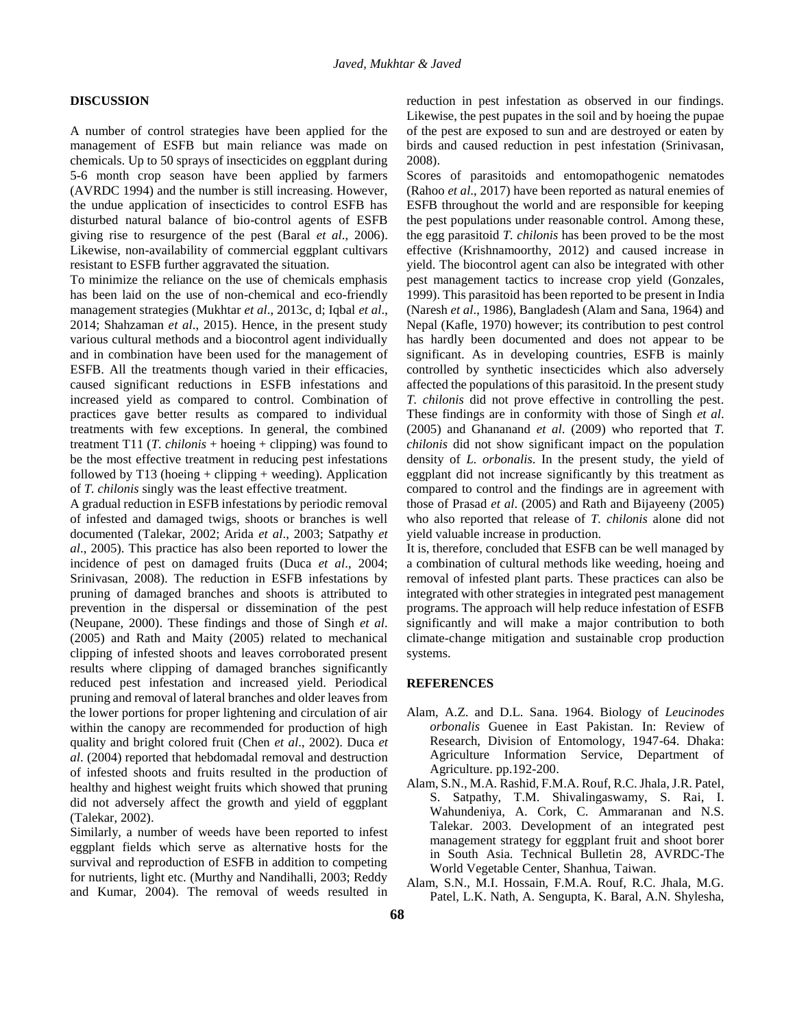## DISCUSSION

A number of control strategies have been applied for the management of ESFB but main reliance was made on chemicals. Up to 50 sprays of insecticides on eggplant during 5-6 month crop season have been applied by farmers (AVRDC 1994) and the number is still increasing. However, the undue application of insecticides to control ESFB has disturbed natural balance of bio-control agents of ESFB giving rise to resurgence of the pest (Baral *et al*., 2006). Likewise, non-availability of commercial eggplant cultivars resistant to ESFB further aggravated the situation.

To minimize the reliance on the use of chemicals emphasis has been laid on the use of non-chemical and eco-friendly management strategies (Mukhtar *et al*., 2013c, d; Iqbal *et al*., 2014; Shahzaman *et al*., 2015). Hence, in the present study various cultural methods and a biocontrol agent individually and in combination have been used for the management of ESFB. All the treatments though varied in their efficacies, caused significant reductions in ESFB infestations and increased yield as compared to control. Combination of practices gave better results as compared to individual treatments with few exceptions. In general, the combined treatment T11 (*T. chilonis* + hoeing + clipping) was found to be the most effective treatment in reducing pest infestations followed by T13 (hoeing + clipping + weeding). Application of *T. chilonis* singly was the least effective treatment.

A gradual reduction in ESFB infestations by periodic removal of infested and damaged twigs, shoots or branches is well documented (Talekar, 2002; Arida *et al*., 2003; Satpathy *et al*., 2005). This practice has also been reported to lower the incidence of pest on damaged fruits (Duca *et al*., 2004; Srinivasan, 2008). The reduction in ESFB infestations by pruning of damaged branches and shoots is attributed to prevention in the dispersal or dissemination of the pest (Neupane, 2000). These findings and those of Singh *et al*. (2005) and Rath and Maity (2005) related to mechanical clipping of infested shoots and leaves corroborated present results where clipping of damaged branches significantly reduced pest infestation and increased yield. Periodical pruning and removal of lateral branches and older leaves from the lower portions for proper lightening and circulation of air within the canopy are recommended for production of high quality and bright colored fruit (Chen *et al*., 2002). Duca *et al*. (2004) reported that hebdomadal removal and destruction of infested shoots and fruits resulted in the production of healthy and highest weight fruits which showed that pruning did not adversely affect the growth and yield of eggplant (Talekar, 2002).

Similarly, a number of weeds have been reported to infest eggplant fields which serve as alternative hosts for the survival and reproduction of ESFB in addition to competing for nutrients, light etc. (Murthy and Nandihalli, 2003; Reddy and Kumar, 2004). The removal of weeds resulted in reduction in pest infestation as observed in our findings. Likewise, the pest pupates in the soil and by hoeing the pupae of the pest are exposed to sun and are destroyed or eaten by birds and caused reduction in pest infestation (Srinivasan, 2008).

Scores of parasitoids and entomopathogenic nematodes (Rahoo *et al*., 2017) have been reported as natural enemies of ESFB throughout the world and are responsible for keeping the pest populations under reasonable control. Among these, the egg parasitoid *T. chilonis* has been proved to be the most effective (Krishnamoorthy, 2012) and caused increase in yield. The biocontrol agent can also be integrated with other pest management tactics to increase crop yield (Gonzales, 1999). This parasitoid has been reported to be present in India (Naresh *et al*., 1986), Bangladesh (Alam and Sana, 1964) and Nepal (Kafle, 1970) however; its contribution to pest control has hardly been documented and does not appear to be significant. As in developing countries, ESFB is mainly controlled by synthetic insecticides which also adversely affected the populations of this parasitoid. In the present study *T. chilonis* did not prove effective in controlling the pest. These findings are in conformity with those of Singh *et al*. (2005) and Ghananand *et al*. (2009) who reported that *T. chilonis* did not show significant impact on the population density of *L. orbonalis*. In the present study, the yield of eggplant did not increase significantly by this treatment as compared to control and the findings are in agreement with those of Prasad *et al*. (2005) and Rath and Bijayeeny (2005) who also reported that release of *T. chilonis* alone did not yield valuable increase in production.

It is, therefore, concluded that ESFB can be well managed by a combination of cultural methods like weeding, hoeing and removal of infested plant parts. These practices can also be integrated with other strategies in integrated pest management programs. The approach will help reduce infestation of ESFB significantly and will make a major contribution to both climate-change mitigation and sustainable crop production systems.

## REFERENCES

- Alam, A.Z. and D.L. Sana. 1964. Biology of *Leucinodes orbonalis* Guenee in East Pakistan. In: Review of Research, Division of Entomology, 1947-64. Dhaka: Agriculture Information Service, Department of Agriculture. pp.192-200.
- Alam, S.N., M.A. Rashid, F.M.A. Rouf, R.C. Jhala, J.R. Patel, S. Satpathy, T.M. Shivalingaswamy, S. Rai, I. Wahundeniya, A. Cork, C. Ammaranan and N.S. Talekar. 2003. Development of an integrated pest management strategy for eggplant fruit and shoot borer in South Asia. Technical Bulletin 28, AVRDC-The World Vegetable Center, Shanhua, Taiwan.
- Alam, S.N., M.I. Hossain, F.M.A. Rouf, R.C. Jhala, M.G. Patel, L.K. Nath, A. Sengupta, K. Baral, A.N. Shylesha,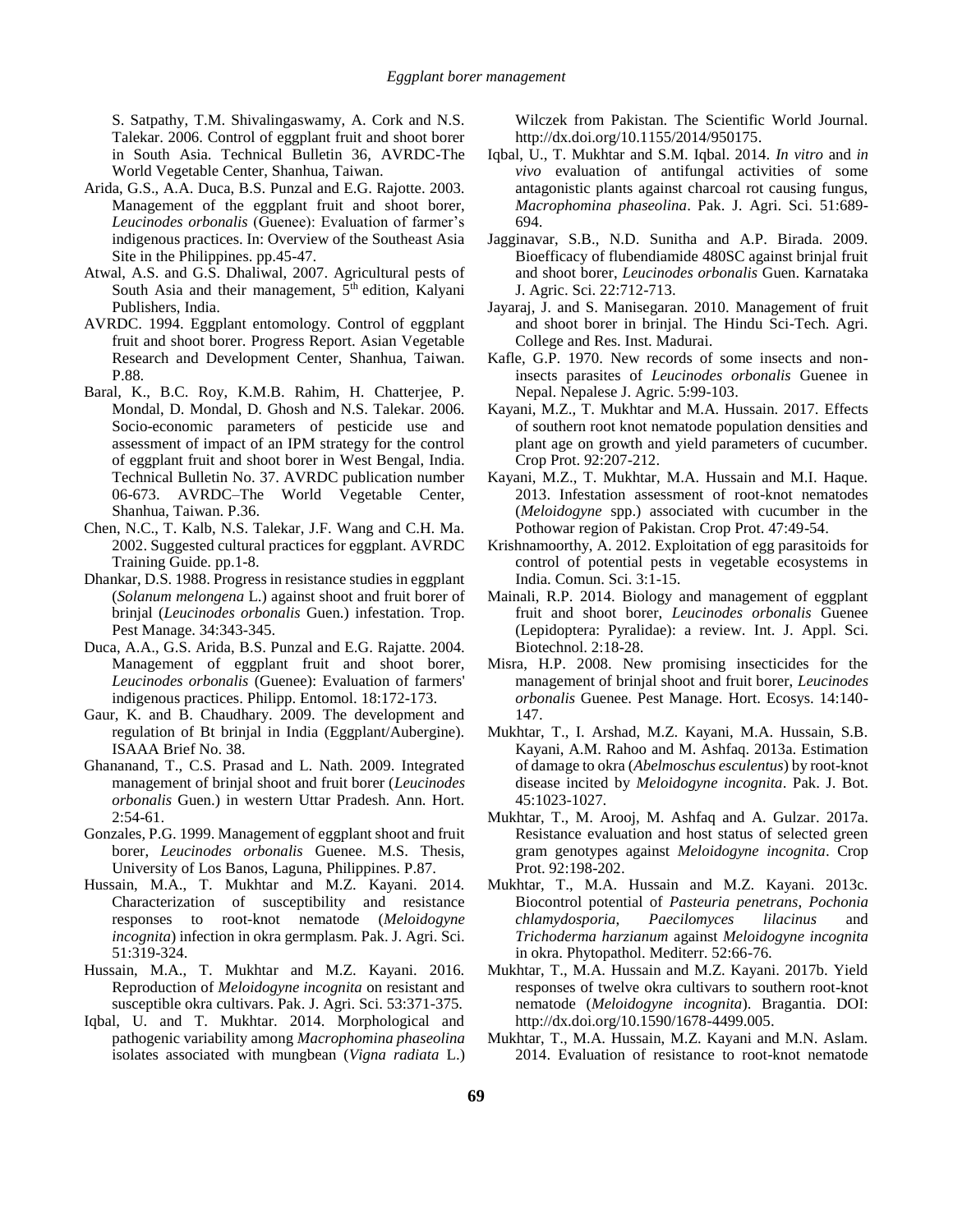S. Satpathy, T.M. Shivalingaswamy, A. Cork and N.S. Talekar. 2006. Control of eggplant fruit and shoot borer in South Asia. Technical Bulletin 36, AVRDC-The World Vegetable Center, Shanhua, Taiwan.

Arida, G.S., A.A. Duca, B.S. Punzal and E.G. Rajotte. 2003. Management of the eggplant fruit and shoot borer, *Leucinodes orbonalis* (Guenee): Evaluation of farmer's indigenous practices. In: Overview of the Southeast Asia Site in the Philippines. pp.45-47.

Atwal, A.S. and G.S. Dhaliwal, 2007. Agricultural pests of South Asia and their management, 5th edition, Kalyani Publishers, India.

AVRDC. 1994. Eggplant entomology. Control of eggplant fruit and shoot borer. Progress Report. Asian Vegetable Research and Development Center, Shanhua, Taiwan. P.88.

Baral, K., B.C. Roy, K.M.B. Rahim, H. Chatterjee, P. Mondal, D. Mondal, D. Ghosh and N.S. Talekar. 2006. Socio-economic parameters of pesticide use and assessment of impact of an IPM strategy for the control of eggplant fruit and shoot borer in West Bengal, India. Technical Bulletin No. 37. AVRDC publication number 06-673. AVRDC–The World Vegetable Center, Shanhua, Taiwan. P.36.

Chen, N.C., T. Kalb, N.S. Talekar, J.F. Wang and C.H. Ma. 2002. Suggested cultural practices for eggplant. AVRDC Training Guide. pp.1-8.

Dhankar, D.S. 1988. Progress in resistance studies in eggplant (*Solanum melongena* L.) against shoot and fruit borer of brinjal (*Leucinodes orbonalis* Guen.) infestation. Trop. Pest Manage. 34:343-345.

Duca, A.A., G.S. Arida, B.S. Punzal and E.G. Rajatte. 2004. Management of eggplant fruit and shoot borer, *Leucinodes orbonalis* (Guenee): Evaluation of farmers' indigenous practices. Philipp. Entomol. 18:172-173.

Gaur, K. and B. Chaudhary. 2009. The development and regulation of Bt brinjal in India (Eggplant/Aubergine). ISAAA Brief No. 38.

Ghananand, T., C.S. Prasad and L. Nath. 2009. Integrated management of brinjal shoot and fruit borer (*Leucinodes orbonalis* Guen.) in western Uttar Pradesh. Ann. Hort. 2:54-61.

Gonzales, P.G. 1999. Management of eggplant shoot and fruit borer, *Leucinodes orbonalis* Guenee. M.S. Thesis, University of Los Banos, Laguna, Philippines. P.87.

Hussain, M.A., T. Mukhtar and M.Z. Kayani. 2014. Characterization of susceptibility and resistance responses to root-knot nematode (*Meloidogyne incognita*) infection in okra germplasm. Pak. J. Agri. Sci. 51:319-324.

Hussain, M.A., T. Mukhtar and M.Z. Kayani. 2016. Reproduction of *Meloidogyne incognita* on resistant and susceptible okra cultivars. Pak. J. Agri. Sci. 53:371-375.

Iqbal, U. and T. Mukhtar. 2014. Morphological and pathogenic variability among *Macrophomina phaseolina* isolates associated with mungbean (*Vigna radiata* L.) Wilczek from Pakistan. The Scientific World Journal. http://dx.doi.org/10.1155/2014/950175.

Iqbal, U., T. Mukhtar and S.M. Iqbal. 2014. *In vitro* and *in vivo* evaluation of antifungal activities of some antagonistic plants against charcoal rot causing fungus, *Macrophomina phaseolina*. Pak. J. Agri. Sci. 51:689-694.

Jagginavar, S.B., N.D. Sunitha and A.P. Birada. 2009. Bioefficacy of flubendiamide 480SC against brinjal fruit and shoot borer, *Leucinodes orbonalis* Guen. Karnataka J. Agric. Sci. 22:712-713.

Jayaraj, J. and S. Manisegaran. 2010. Management of fruit and shoot borer in brinjal. The Hindu Sci-Tech. Agri. College and Res. Inst. Madurai.

Kafle, G.P. 1970. New records of some insects and non-insects parasites of *Leucinodes orbonalis* Guenee in Nepal. Nepalese J. Agric. 5:99-103.

Kayani, M.Z., T. Mukhtar and M.A. Hussain. 2017. Effects of southern root knot nematode population densities and plant age on growth and yield parameters of cucumber. Crop Prot. 92:207-212.

Kayani, M.Z., T. Mukhtar, M.A. Hussain and M.I. Haque. 2013. Infestation assessment of root-knot nematodes (*Meloidogyne* spp.) associated with cucumber in the Pothowar region of Pakistan. Crop Prot. 47:49-54.

Krishnamoorthy, A. 2012. Exploitation of egg parasitoids for control of potential pests in vegetable ecosystems in India. Comun. Sci. 3:1-15.

Mainali, R.P. 2014. Biology and management of eggplant fruit and shoot borer, *Leucinodes orbonalis* Guenee (Lepidoptera: Pyralidae): a review. Int. J. Appl. Sci. Biotechnol. 2:18-28.

Misra, H.P. 2008. New promising insecticides for the management of brinjal shoot and fruit borer, *Leucinodes orbonalis* Guenee. Pest Manage. Hort. Ecosys. 14:140-147.

Mukhtar, T., I. Arshad, M.Z. Kayani, M.A. Hussain, S.B. Kayani, A.M. Rahoo and M. Ashfaq. 2013a. Estimation of damage to okra (*Abelmoschus esculentus*) by root-knot disease incited by *Meloidogyne incognita*. Pak. J. Bot. 45:1023-1027.

Mukhtar, T., M. Arooj, M. Ashfaq and A. Gulzar. 2017a. Resistance evaluation and host status of selected green gram genotypes against *Meloidogyne incognita*. Crop Prot. 92:198-202.

Mukhtar, T., M.A. Hussain and M.Z. Kayani. 2013c. Biocontrol potential of *Pasteuria penetrans*, *Pochonia chlamydosporia*, *Paecilomyces lilacinus* and *Trichoderma harzianum* against *Meloidogyne incognita* in okra. Phytopathol. Mediterr. 52:66-76.

Mukhtar, T., M.A. Hussain and M.Z. Kayani. 2017b. Yield responses of twelve okra cultivars to southern root-knot nematode (*Meloidogyne incognita*). Bragantia. DOI: http://dx.doi.org/10.1590/1678-4499.005.

Mukhtar, T., M.A. Hussain, M.Z. Kayani and M.N. Aslam. 2014. Evaluation of resistance to root-knot nematode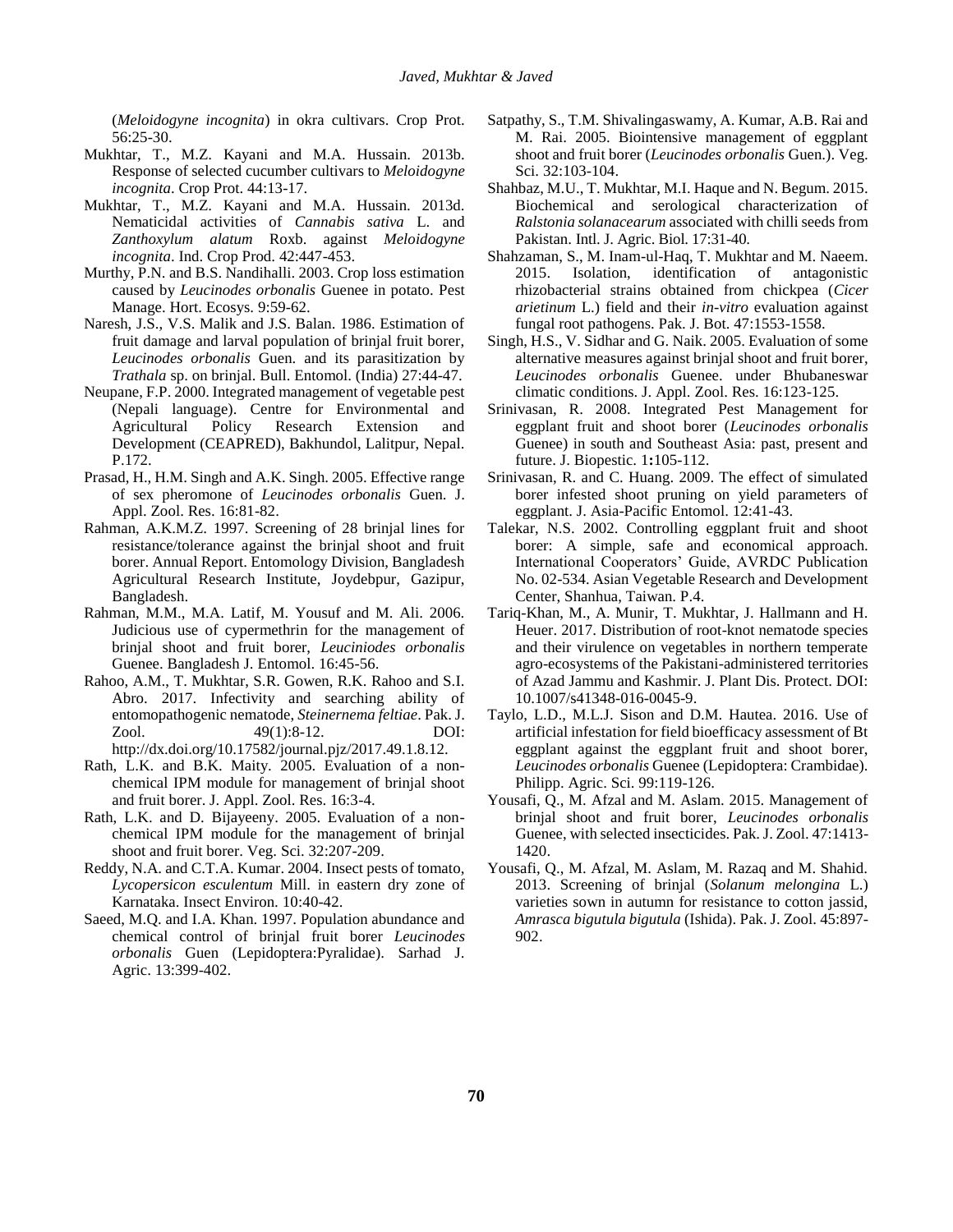(*Meloidogyne incognita*) in okra cultivars. Crop Prot. 56:25-30.

Mukhtar, T., M.Z. Kayani and M.A. Hussain. 2013b. Response of selected cucumber cultivars to *Meloidogyne incognita*. Crop Prot. 44:13-17.

Mukhtar, T., M.Z. Kayani and M.A. Hussain. 2013d. Nematicidal activities of *Cannabis sativa* L. and *Zanthoxylum alatum* Roxb. against *Meloidogyne incognita*. Ind. Crop Prod. 42:447-453.

Murthy, P.N. and B.S. Nandihalli. 2003. Crop loss estimation caused by *Leucinodes orbonalis* Guenee in potato. Pest Manage. Hort. Ecosys. 9:59-62.

Naresh, J.S., V.S. Malik and J.S. Balan. 1986. Estimation of fruit damage and larval population of brinjal fruit borer, *Leucinodes orbonalis* Guen. and its parasitization by *Trathala* sp. on brinjal. Bull. Entomol. (India) 27:44-47.

Neupane, F.P. 2000. Integrated management of vegetable pest (Nepali language). Centre for Environmental and Agricultural Policy Research Extension and Development (CEAPRED), Bakhundol, Lalitpur, Nepal. P.172.

Prasad, H., H.M. Singh and A.K. Singh. 2005. Effective range of sex pheromone of *Leucinodes orbonalis* Guen. J. Appl. Zool. Res. 16:81-82.

Rahman, A.K.M.Z. 1997. Screening of 28 brinjal lines for resistance/tolerance against the brinjal shoot and fruit borer. Annual Report. Entomology Division, Bangladesh Agricultural Research Institute, Joydebpur, Gazipur, Bangladesh.

Rahman, M.M., M.A. Latif, M. Yousuf and M. Ali. 2006. Judicious use of cypermethrin for the management of brinjal shoot and fruit borer, *Leuciniodes orbonalis* Guenee. Bangladesh J. Entomol. 16:45-56.

Rahoo, A.M., T. Mukhtar, S.R. Gowen, R.K. Rahoo and S.I. Abro. 2017. Infectivity and searching ability of entomopathogenic nematode, *Steinernema feltiae*. Pak. J. Zool. 49(1):8-12. DOI: http://dx.doi.org/10.17582/journal.pjz/2017.49.1.8.12.

Rath, L.K. and B.K. Maity. 2005. Evaluation of a non-chemical IPM module for management of brinjal shoot and fruit borer. J. Appl. Zool. Res. 16:3-4.

Rath, L.K. and D. Bijayeeny. 2005. Evaluation of a non-chemical IPM module for the management of brinjal shoot and fruit borer. Veg. Sci. 32:207-209.

Reddy, N.A. and C.T.A. Kumar. 2004. Insect pests of tomato, *Lycopersicon esculentum* Mill. in eastern dry zone of Karnataka. Insect Environ. 10:40-42.

Saeed, M.Q. and I.A. Khan. 1997. Population abundance and chemical control of brinjal fruit borer *Leucinodes orbonalis* Guen (Lepidoptera:Pyralidae). Sarhad J. Agric. 13:399-402.

Satpathy, S., T.M. Shivalingaswamy, A. Kumar, A.B. Rai and M. Rai. 2005. Biointensive management of eggplant shoot and fruit borer (*Leucinodes orbonalis* Guen.). Veg. Sci. 32:103-104.

Shahbaz, M.U., T. Mukhtar, M.I. Haque and N. Begum. 2015. Biochemical and serological characterization of *Ralstonia solanacearum* associated with chilli seeds from Pakistan. Intl. J. Agric. Biol. 17:31-40.

Shahzaman, S., M. Inam-ul-Haq, T. Mukhtar and M. Naeem. 2015. Isolation, identification of antagonistic rhizobacterial strains obtained from chickpea (*Cicer arietinum* L.) field and their *in-vitro* evaluation against fungal root pathogens. Pak. J. Bot. 47:1553-1558.

Singh, H.S., V. Sidhar and G. Naik. 2005. Evaluation of some alternative measures against brinjal shoot and fruit borer, *Leucinodes orbonalis* Guenee. under Bhubaneswar climatic conditions. J. Appl. Zool. Res. 16:123-125.

Srinivasan, R. 2008. Integrated Pest Management for eggplant fruit and shoot borer (*Leucinodes orbonalis* Guenee) in south and Southeast Asia: past, present and future. J. Biopestic. 1**:**105-112.

Srinivasan, R. and C. Huang. 2009. The effect of simulated borer infested shoot pruning on yield parameters of eggplant. J. Asia-Pacific Entomol. 12:41-43.

Talekar, N.S. 2002. Controlling eggplant fruit and shoot borer: A simple, safe and economical approach. International Cooperators' Guide, AVRDC Publication No. 02-534. Asian Vegetable Research and Development Center, Shanhua, Taiwan. P.4.

Tariq-Khan, M., A. Munir, T. Mukhtar, J. Hallmann and H. Heuer. 2017. Distribution of root-knot nematode species and their virulence on vegetables in northern temperate agro-ecosystems of the Pakistani-administered territories of Azad Jammu and Kashmir. J. Plant Dis. Protect. DOI: 10.1007/s41348-016-0045-9.

Taylo, L.D., M.L.J. Sison and D.M. Hautea. 2016. Use of artificial infestation for field bioefficacy assessment of Bt eggplant against the eggplant fruit and shoot borer, *Leucinodes orbonalis* Guenee (Lepidoptera: Crambidae). Philipp. Agric. Sci. 99:119-126.

Yousafi, Q., M. Afzal and M. Aslam. 2015. Management of brinjal shoot and fruit borer, *Leucinodes orbonalis* Guenee, with selected insecticides. Pak. J. Zool. 47:1413-1420.

Yousafi, Q., M. Afzal, M. Aslam, M. Razaq and M. Shahid. 2013. Screening of brinjal (*Solanum melongina* L.) varieties sown in autumn for resistance to cotton jassid, *Amrasca bigutula bigutula* (Ishida). Pak. J. Zool. 45:897-902.